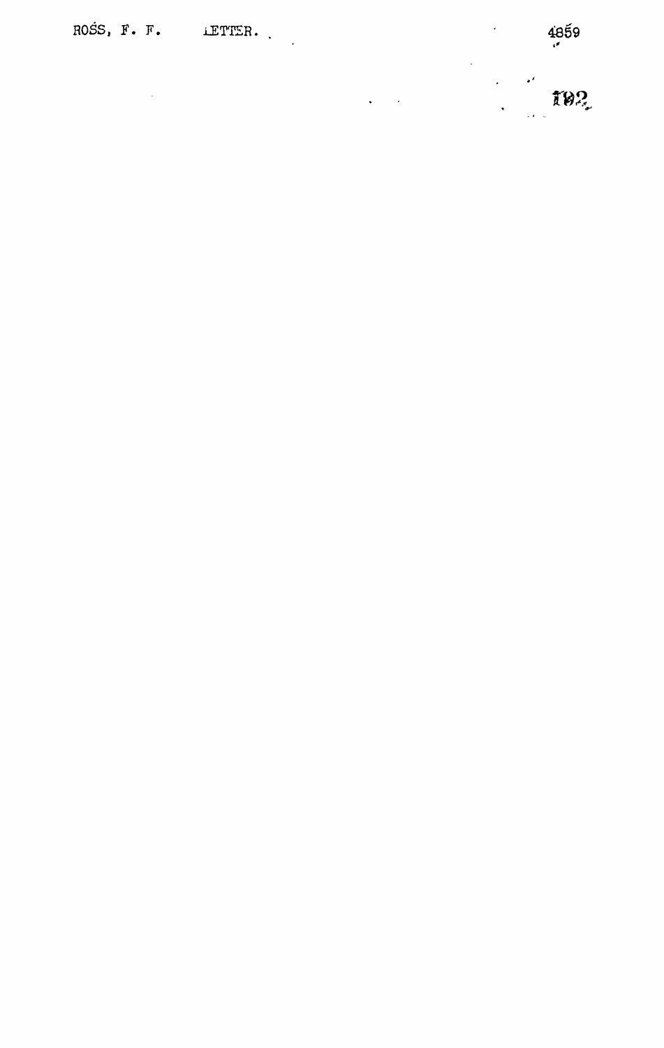ROSS, F. F.    LETTER.

4859

102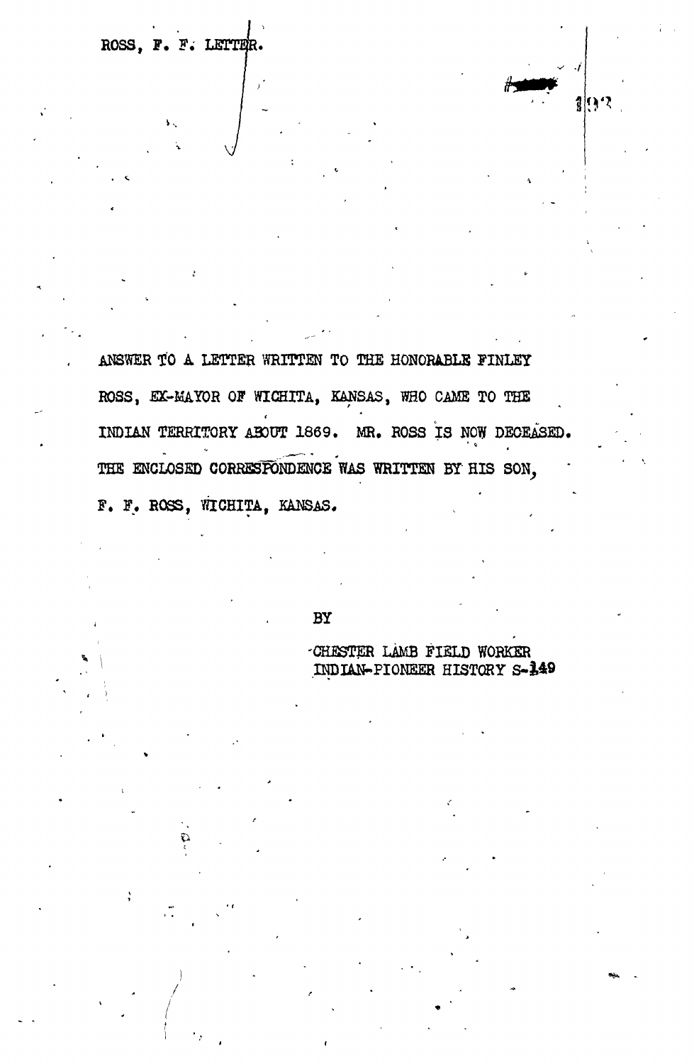ROSS, F. F. LETTER.

ANSWER TO A LETTER WRITTEN TO THE HONORABLE FINLEY ROSS, EX-MAYOR OF WICHITA, KANSAS, WHO CAME TO THE INDIAN TERRITORY ABOUT 1869. MR. ROSS IS NOW DECEASED. THE ENCLOSED CORRESPONDENCE WAS WRITTEN BY HIS SON, F. F. ROSS, WICHITA, KANSAS.

BY

CHESTER LAMB FIELD WORKER
INDIAN-PIONEER HISTORY S-149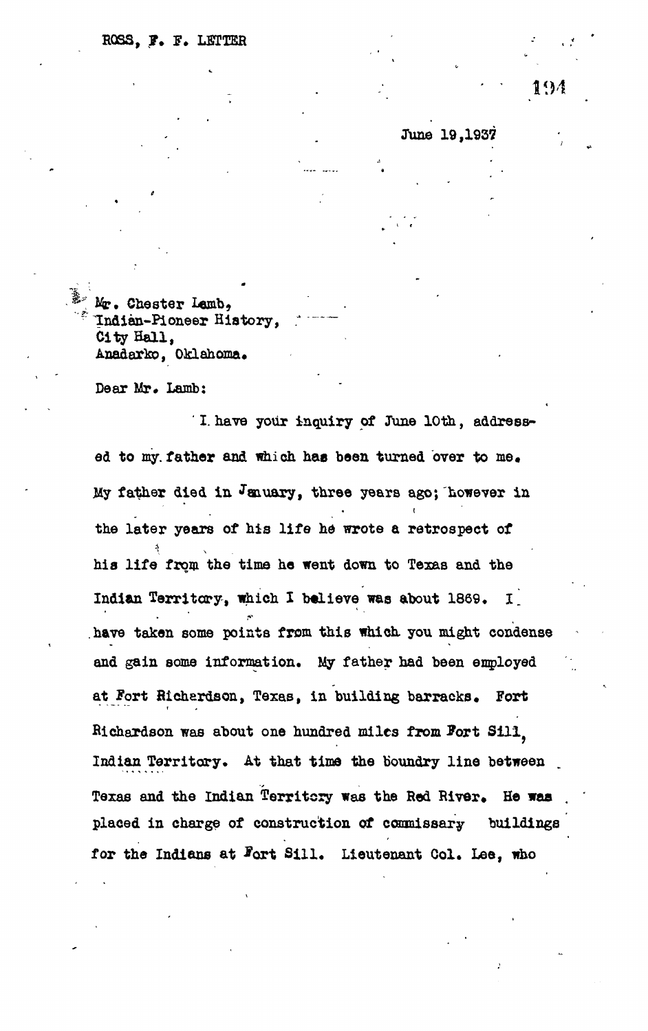ROSS, F. F. LETTER

June 19,1937

Mr. Chester Lamb,
Indian-Pioneer History,
City Hall,
Anadarko, Oklahoma.

Dear Mr. Lamb:

I have your inquiry of June 10th, addressed to my father and which has been turned over to me. My father died in January, three years ago; however in the later years of his life he wrote a retrospect of his life from the time he went down to Texas and the Indian Territory, which I believe was about 1869. I have taken some points from this which you might condense and gain some information. My father had been employed at Fort Richardson, Texas, in building barracks. Fort Richardson was about one hundred miles from Fort Sill, Indian Territory. At that time the boundry line between Texas and the Indian Territory was the Red River. He was placed in charge of construction of commissary buildings for the Indians at Fort Sill. Lieutenant Col. Lee, who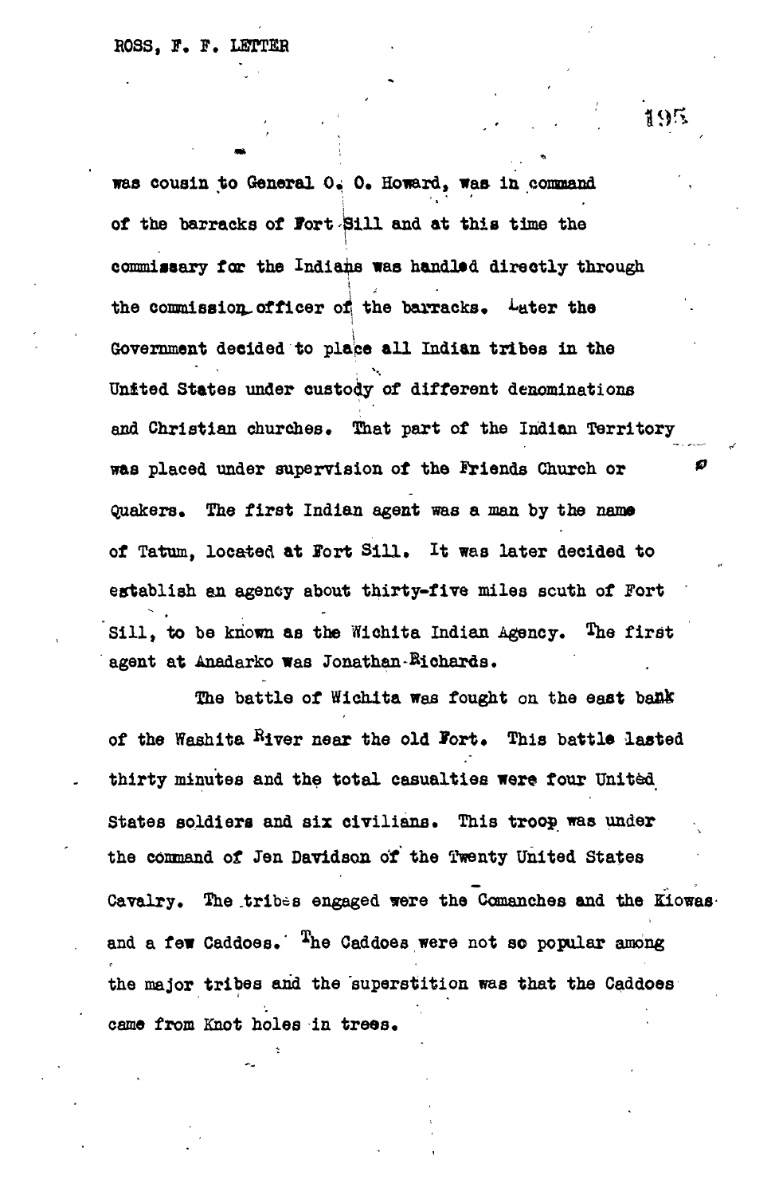was cousin to General O. O. Howard, was in command of the barracks of Fort Sill and at this time the commissary for the Indians was handled directly through the commission officer of the barracks. Later the Government decided to place all Indian tribes in the United States under custody of different denominations and Christian churches. That part of the Indian Territory was placed under supervision of the Friends Church or Quakers. The first Indian agent was a man by the name of Tatum, located at Fort Sill. It was later decided to establish an agency about thirty-five miles south of Fort Sill, to be known as the Wichita Indian Agency. The first agent at Anadarko was Jonathan Richards.

The battle of Wichita was fought on the east bank of the Washita River near the old Fort. This battle lasted thirty minutes and the total casualties were four United States soldiers and six civilians. This troop was under the command of Jen Davidson of the Twenty United States Cavalry. The tribes engaged were the Comanches and the Kiowas and a few Caddoes. The Caddoes were not so popular among the major tribes and the superstition was that the Caddoes came from Knot holes in trees.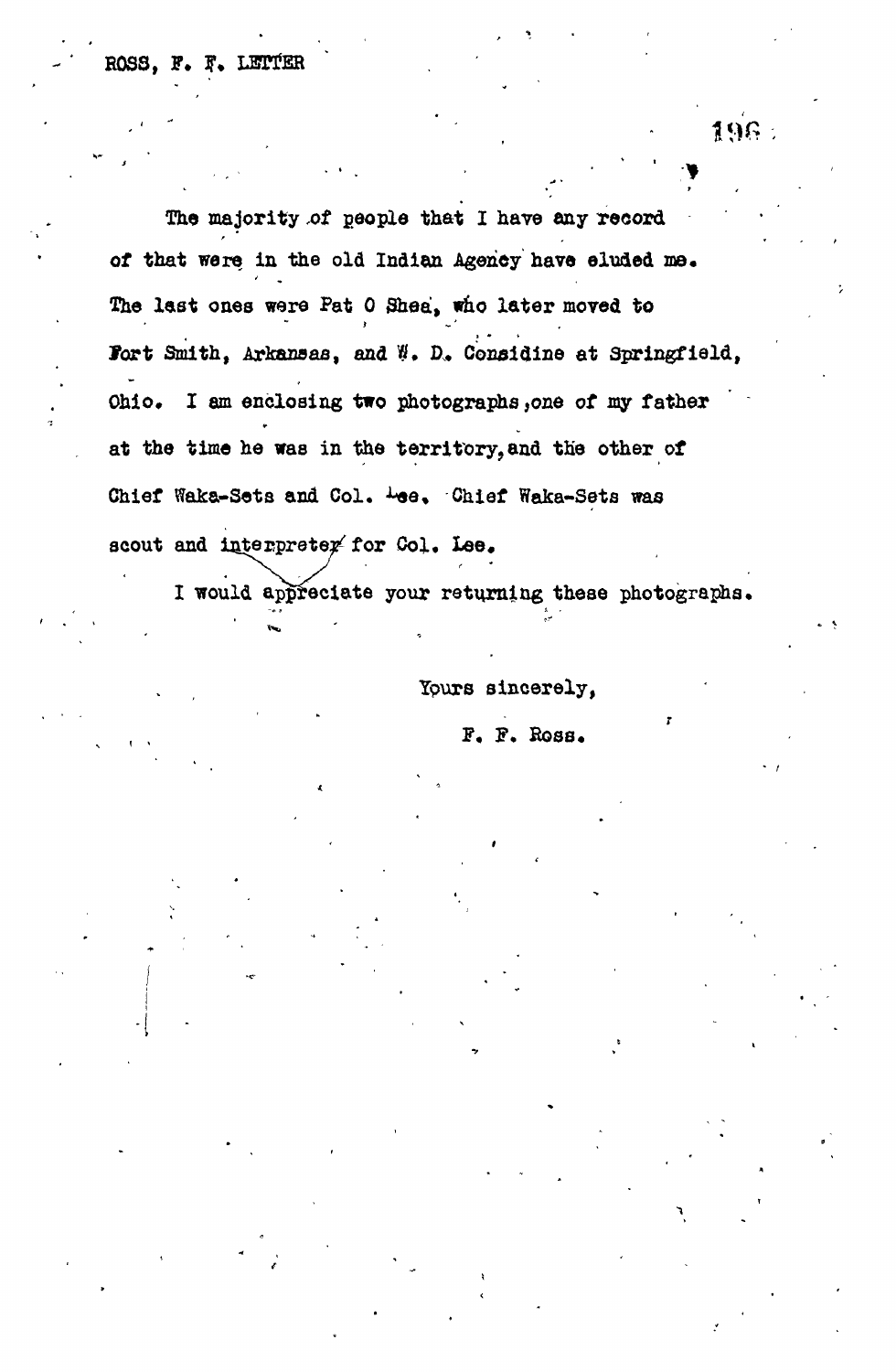The majority of people that I have any record of that were in the old Indian Agency have eluded me. The last ones were Pat O Shea, who later moved to Fort Smith, Arkansas, and W. D. Considine at Springfield, Ohio. I am enclosing two photographs, one of my father at the time he was in the territory, and the other of Chief Waka-Sets and Col. Lee. Chief Waka-Sets was scout and interpreter for Col. Lee.

I would appreciate your returning these photographs.

Yours sincerely,

F. F. Ross.